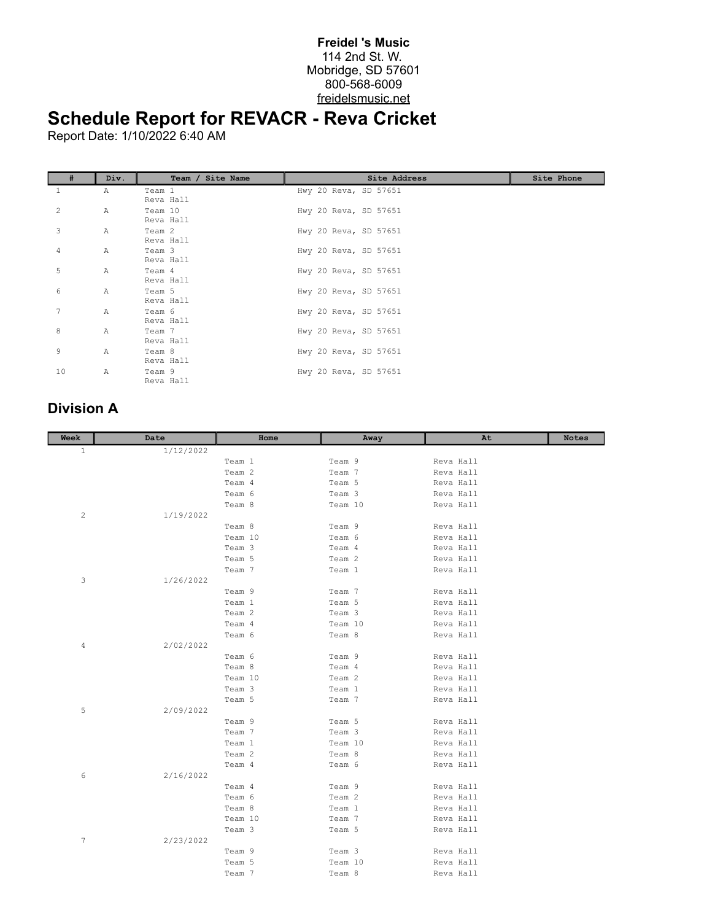**Freidel 's Music**
114 2nd St. W.
Mobridge, SD 57601
800-568-6009
freidelsmusic.net

# Schedule Report for REVACR - Reva Cricket

Report Date: 1/10/2022 6:40 AM

| # | Div. | Team / Site Name | Site Address | Site Phone |
|---|---|---|---|---|
| 1 | A | Team 1<br>Reva Hall | Hwy 20 Reva, SD 57651 | |
| 2 | A | Team 10<br>Reva Hall | Hwy 20 Reva, SD 57651 | |
| 3 | A | Team 2<br>Reva Hall | Hwy 20 Reva, SD 57651 | |
| 4 | A | Team 3<br>Reva Hall | Hwy 20 Reva, SD 57651 | |
| 5 | A | Team 4<br>Reva Hall | Hwy 20 Reva, SD 57651 | |
| 6 | A | Team 5<br>Reva Hall | Hwy 20 Reva, SD 57651 | |
| 7 | A | Team 6<br>Reva Hall | Hwy 20 Reva, SD 57651 | |
| 8 | A | Team 7<br>Reva Hall | Hwy 20 Reva, SD 57651 | |
| 9 | A | Team 8<br>Reva Hall | Hwy 20 Reva, SD 57651 | |
| 10 | A | Team 9<br>Reva Hall | Hwy 20 Reva, SD 57651 | |

## Division A

| Week | Date | Home | Away | At | Notes |
|---|---|---|---|---|---|
| 1 | 1/12/2022 | | | | |
| | | Team 1 | Team 9 | Reva Hall | |
| | | Team 2 | Team 7 | Reva Hall | |
| | | Team 4 | Team 5 | Reva Hall | |
| | | Team 6 | Team 3 | Reva Hall | |
| | | Team 8 | Team 10 | Reva Hall | |
| 2 | 1/19/2022 | | | | |
| | | Team 8 | Team 9 | Reva Hall | |
| | | Team 10 | Team 6 | Reva Hall | |
| | | Team 3 | Team 4 | Reva Hall | |
| | | Team 5 | Team 2 | Reva Hall | |
| | | Team 7 | Team 1 | Reva Hall | |
| 3 | 1/26/2022 | | | | |
| | | Team 9 | Team 7 | Reva Hall | |
| | | Team 1 | Team 5 | Reva Hall | |
| | | Team 2 | Team 3 | Reva Hall | |
| | | Team 4 | Team 10 | Reva Hall | |
| | | Team 6 | Team 8 | Reva Hall | |
| 4 | 2/02/2022 | | | | |
| | | Team 6 | Team 9 | Reva Hall | |
| | | Team 8 | Team 4 | Reva Hall | |
| | | Team 10 | Team 2 | Reva Hall | |
| | | Team 3 | Team 1 | Reva Hall | |
| | | Team 5 | Team 7 | Reva Hall | |
| 5 | 2/09/2022 | | | | |
| | | Team 9 | Team 5 | Reva Hall | |
| | | Team 7 | Team 3 | Reva Hall | |
| | | Team 1 | Team 10 | Reva Hall | |
| | | Team 2 | Team 8 | Reva Hall | |
| | | Team 4 | Team 6 | Reva Hall | |
| 6 | 2/16/2022 | | | | |
| | | Team 4 | Team 9 | Reva Hall | |
| | | Team 6 | Team 2 | Reva Hall | |
| | | Team 8 | Team 1 | Reva Hall | |
| | | Team 10 | Team 7 | Reva Hall | |
| | | Team 3 | Team 5 | Reva Hall | |
| 7 | 2/23/2022 | | | | |
| | | Team 9 | Team 3 | Reva Hall | |
| | | Team 5 | Team 10 | Reva Hall | |
| | | Team 7 | Team 8 | Reva Hall | |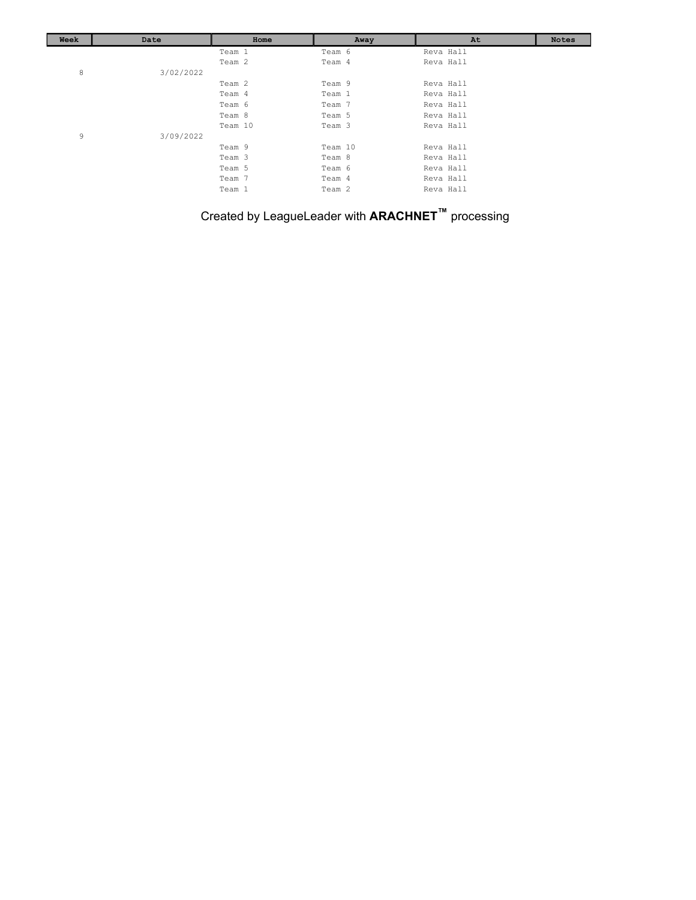| Week | Date | Home | Away | At | Notes |
|---|---|---|---|---|---|
| | | Team 1 | Team 6 | Reva Hall | |
| | | Team 2 | Team 4 | Reva Hall | |
| 8 | 3/02/2022 | | | | |
| | | Team 2 | Team 9 | Reva Hall | |
| | | Team 4 | Team 1 | Reva Hall | |
| | | Team 6 | Team 7 | Reva Hall | |
| | | Team 8 | Team 5 | Reva Hall | |
| | | Team 10 | Team 3 | Reva Hall | |
| 9 | 3/09/2022 | | | | |
| | | Team 9 | Team 10 | Reva Hall | |
| | | Team 3 | Team 8 | Reva Hall | |
| | | Team 5 | Team 6 | Reva Hall | |
| | | Team 7 | Team 4 | Reva Hall | |
| | | Team 1 | Team 2 | Reva Hall | |

Created by LeagueLeader with **ARACHNET™** processing